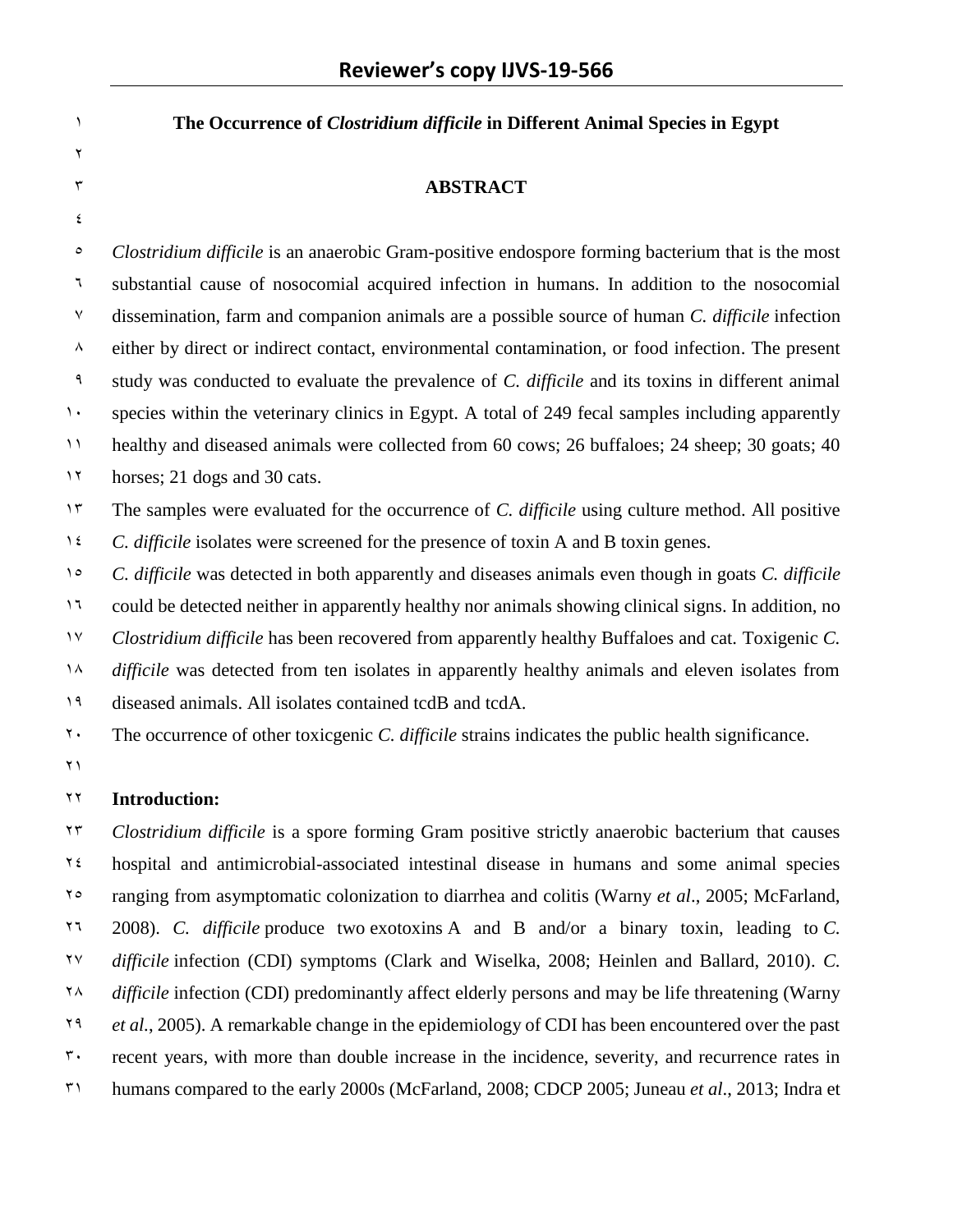# The Occurrence of *Clostridium difficile* in Different Animal Species in Egypt

## ABSTRACT

*Clostridium difficile* is an anaerobic Gram-positive endospore forming bacterium that is the most substantial cause of nosocomial acquired infection in humans. In addition to the nosocomial dissemination, farm and companion animals are a possible source of human *C. difficile* infection either by direct or indirect contact, environmental contamination, or food infection. The present study was conducted to evaluate the prevalence of *C. difficile* and its toxins in different animal species within the veterinary clinics in Egypt. A total of 249 fecal samples including apparently healthy and diseased animals were collected from 60 cows; 26 buffaloes; 24 sheep; 30 goats; 40 horses; 21 dogs and 30 cats.

The samples were evaluated for the occurrence of *C. difficile* using culture method. All positive *C. difficile* isolates were screened for the presence of toxin A and B toxin genes.

*C. difficile* was detected in both apparently and diseases animals even though in goats *C. difficile* could be detected neither in apparently healthy nor animals showing clinical signs. In addition, no *Clostridium difficile* has been recovered from apparently healthy Buffaloes and cat. Toxigenic *C. difficile* was detected from ten isolates in apparently healthy animals and eleven isolates from diseased animals. All isolates contained tcdB and tcdA.

The occurrence of other toxicgenic *C. difficile* strains indicates the public health significance.

## Introduction:

*Clostridium difficile* is a spore forming Gram positive strictly anaerobic bacterium that causes hospital and antimicrobial-associated intestinal disease in humans and some animal species ranging from asymptomatic colonization to diarrhea and colitis (Warny *et al*., 2005; McFarland, 2008). *C. difficile* produce two exotoxins A and B and/or a binary toxin, leading to *C. difficile* infection (CDI) symptoms (Clark and Wiselka, 2008; Heinlen and Ballard, 2010). *C. difficile* infection (CDI) predominantly affect elderly persons and may be life threatening (Warny *et al.*, 2005). A remarkable change in the epidemiology of CDI has been encountered over the past recent years, with more than double increase in the incidence, severity, and recurrence rates in humans compared to the early 2000s (McFarland, 2008; CDCP 2005; Juneau *et al*., 2013; Indra et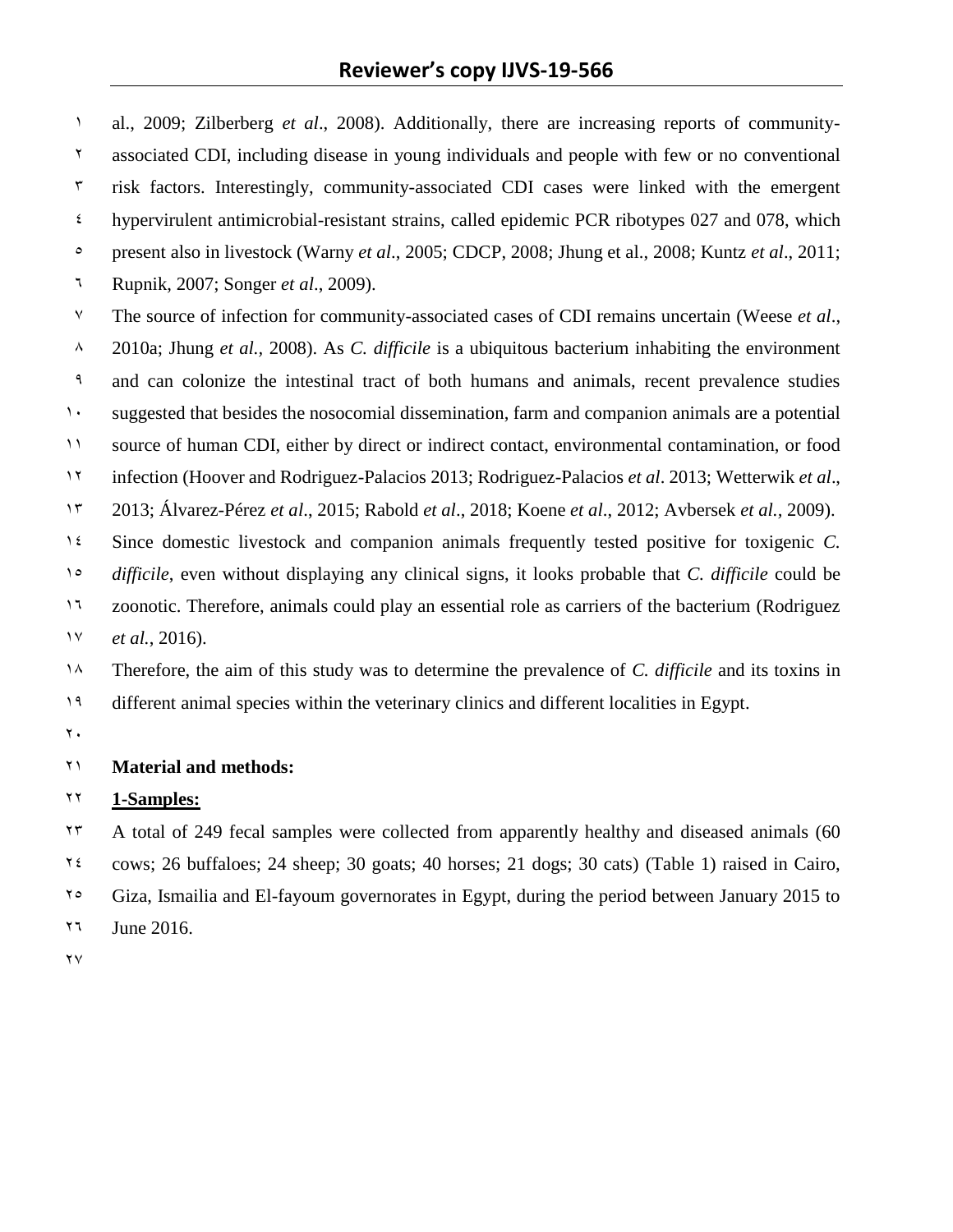al., 2009; Zilberberg *et al*., 2008). Additionally, there are increasing reports of community-associated CDI, including disease in young individuals and people with few or no conventional risk factors. Interestingly, community-associated CDI cases were linked with the emergent hypervirulent antimicrobial-resistant strains, called epidemic PCR ribotypes 027 and 078, which present also in livestock (Warny *et al*., 2005; CDCP, 2008; Jhung et al., 2008; Kuntz *et al*., 2011; Rupnik, 2007; Songer *et al*., 2009).

The source of infection for community-associated cases of CDI remains uncertain (Weese *et al*., 2010a; Jhung *et al.,* 2008). As *C. difficile* is a ubiquitous bacterium inhabiting the environment and can colonize the intestinal tract of both humans and animals, recent prevalence studies suggested that besides the nosocomial dissemination, farm and companion animals are a potential source of human CDI, either by direct or indirect contact, environmental contamination, or food infection (Hoover and Rodriguez-Palacios 2013; Rodriguez-Palacios *et al*. 2013; Wetterwik *et al*., 2013; Álvarez-Pérez *et al*., 2015; Rabold *et al*., 2018; Koene *et al*., 2012; Avbersek *et al.,* 2009). Since domestic livestock and companion animals frequently tested positive for toxigenic *C. difficile*, even without displaying any clinical signs, it looks probable that *C. difficile* could be zoonotic. Therefore, animals could play an essential role as carriers of the bacterium (Rodriguez *et al.*, 2016).

Therefore, the aim of this study was to determine the prevalence of *C. difficile* and its toxins in different animal species within the veterinary clinics and different localities in Egypt.

**Material and methods:**

**1-Samples:**

A total of 249 fecal samples were collected from apparently healthy and diseased animals (60 cows; 26 buffaloes; 24 sheep; 30 goats; 40 horses; 21 dogs; 30 cats) (Table 1) raised in Cairo, Giza, Ismailia and El-fayoum governorates in Egypt, during the period between January 2015 to June 2016.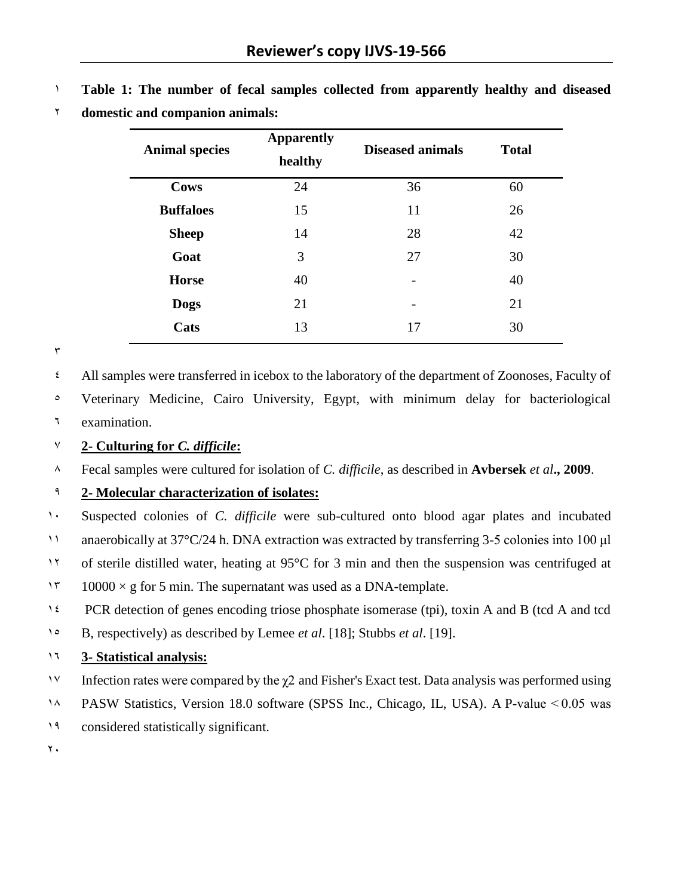**Table 1: The number of fecal samples collected from apparently healthy and diseased domestic and companion animals:**

| Animal species | Apparently healthy | Diseased animals | Total |
|---|---|---|---|
| **Cows** | 24 | 36 | 60 |
| **Buffaloes** | 15 | 11 | 26 |
| **Sheep** | 14 | 28 | 42 |
| **Goat** | 3 | 27 | 30 |
| **Horse** | 40 | - | 40 |
| **Dogs** | 21 | - | 21 |
| **Cats** | 13 | 17 | 30 |

All samples were transferred in icebox to the laboratory of the department of Zoonoses, Faculty of Veterinary Medicine, Cairo University, Egypt, with minimum delay for bacteriological examination.

**2- Culturing for *C. difficile*:**

Fecal samples were cultured for isolation of *C. difficile*, as described in **Avbersek *et al*., 2009**.

**2- Molecular characterization of isolates:**

Suspected colonies of *C. difficile* were sub-cultured onto blood agar plates and incubated anaerobically at 37°C/24 h. DNA extraction was extracted by transferring 3-5 colonies into 100 µl of sterile distilled water, heating at 95°C for 3 min and then the suspension was centrifuged at 10000 × g for 5 min. The supernatant was used as a DNA-template.

PCR detection of genes encoding triose phosphate isomerase (tpi), toxin A and B (tcd A and tcd B, respectively) as described by Lemee *et al*. [18]; Stubbs *et al*. [19].

**3- Statistical analysis:**

Infection rates were compared by the $\chi 2$ and Fisher's Exact test. Data analysis was performed using PASW Statistics, Version 18.0 software (SPSS Inc., Chicago, IL, USA). A P-value $< 0.05$ was considered statistically significant.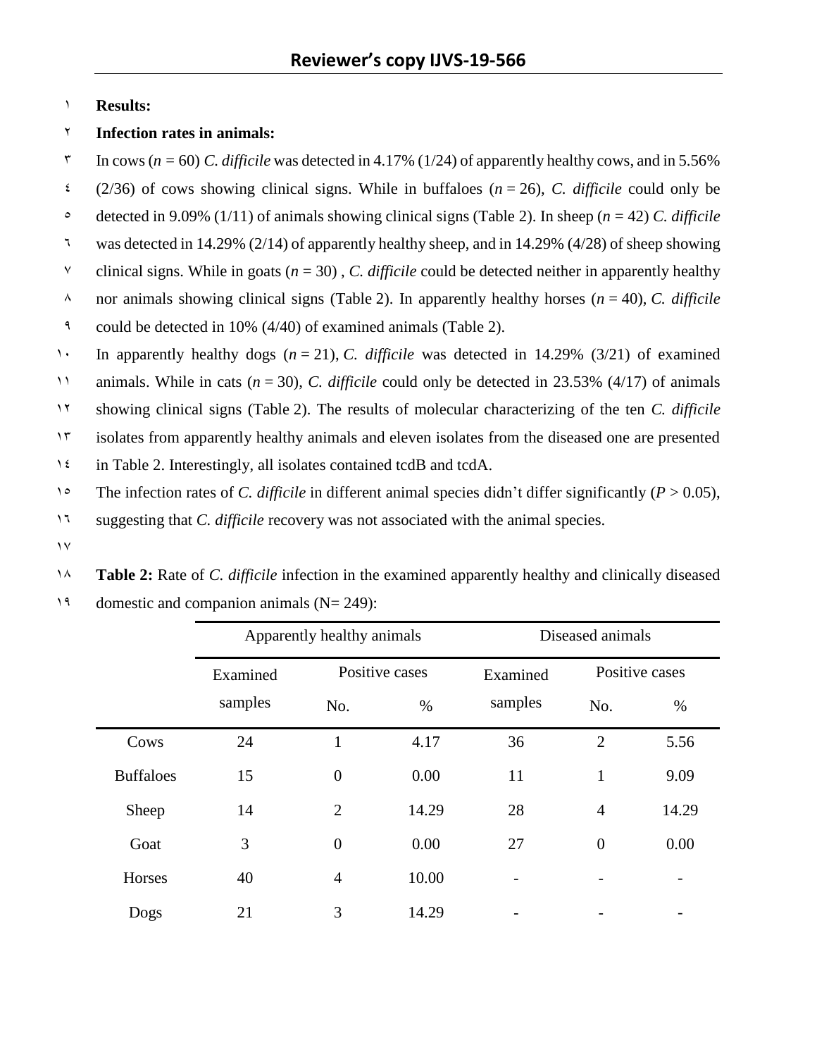**Results:**

**Infection rates in animals:**

In cows ($n$ = 60) *C. difficile* was detected in 4.17% (1/24) of apparently healthy cows, and in 5.56% (2/36) of cows showing clinical signs. While in buffaloes ($n$ = 26), *C. difficile* could only be detected in 9.09% (1/11) of animals showing clinical signs (Table 2). In sheep ($n$ = 42) *C. difficile* was detected in 14.29% (2/14) of apparently healthy sheep, and in 14.29% (4/28) of sheep showing clinical signs. While in goats ($n$ = 30) , *C. difficile* could be detected neither in apparently healthy nor animals showing clinical signs (Table 2). In apparently healthy horses ($n$ = 40), *C. difficile* could be detected in 10% (4/40) of examined animals (Table 2).

In apparently healthy dogs ($n$ = 21), *C. difficile* was detected in 14.29% (3/21) of examined animals. While in cats ($n$ = 30), *C. difficile* could only be detected in 23.53% (4/17) of animals showing clinical signs (Table 2). The results of molecular characterizing of the ten *C. difficile* isolates from apparently healthy animals and eleven isolates from the diseased one are presented in Table 2. Interestingly, all isolates contained tcdB and tcdA.

The infection rates of *C. difficile* in different animal species didn't differ significantly ($P$ > 0.05), suggesting that *C. difficile* recovery was not associated with the animal species.

**Table 2:** Rate of *C. difficile* infection in the examined apparently healthy and clinically diseased domestic and companion animals (N= 249):

| | Apparently healthy animals | | | Diseased animals | | |
|---|---|---|---|---|---|---|
| | Examined samples | Positive cases | | Examined samples | Positive cases | |
| | | No. | % | | No. | % |
| Cows | 24 | 1 | 4.17 | 36 | 2 | 5.56 |
| Buffaloes | 15 | 0 | 0.00 | 11 | 1 | 9.09 |
| Sheep | 14 | 2 | 14.29 | 28 | 4 | 14.29 |
| Goat | 3 | 0 | 0.00 | 27 | 0 | 0.00 |
| Horses | 40 | 4 | 10.00 | - | - | - |
| Dogs | 21 | 3 | 14.29 | - | - | - |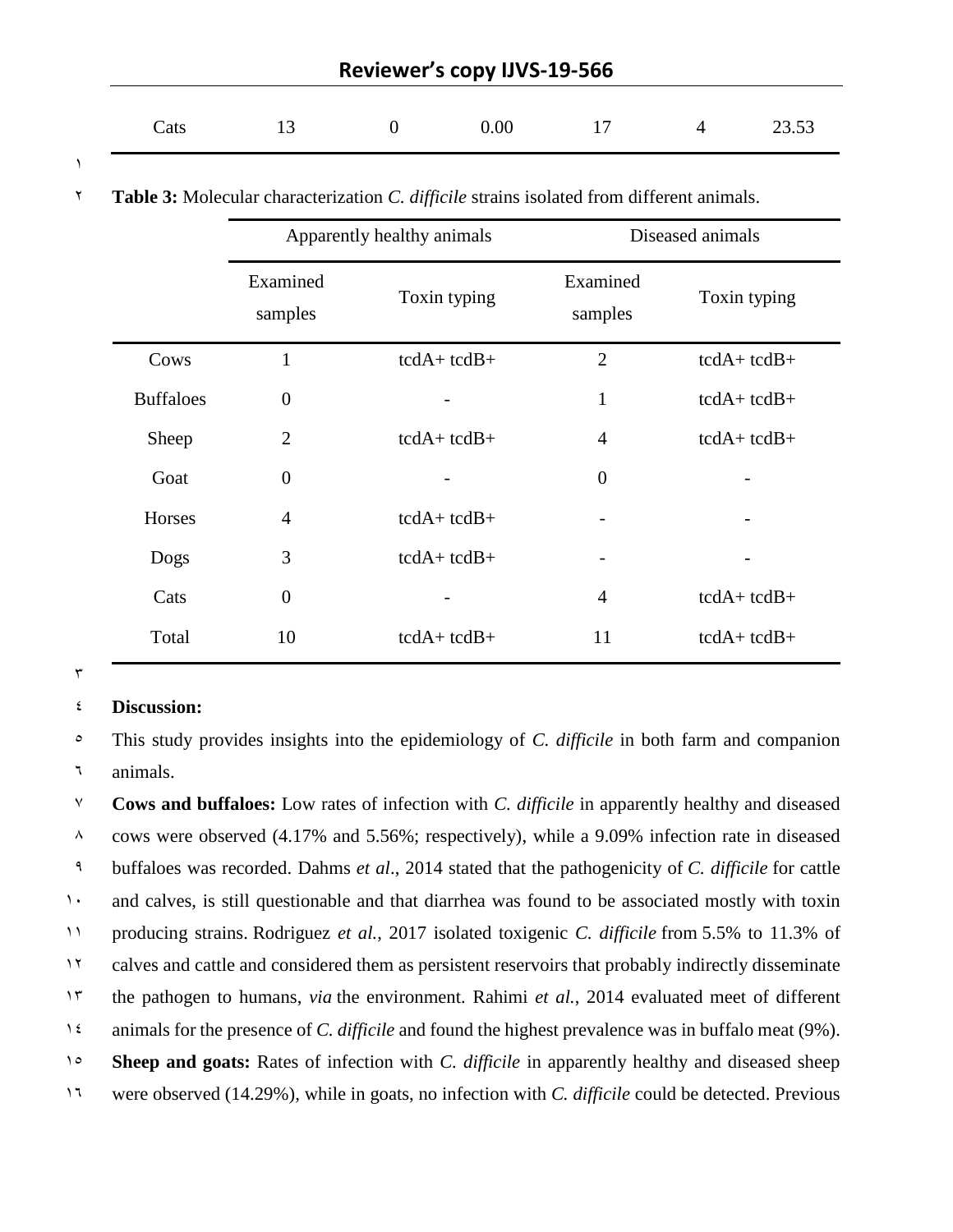| Cats | 13 | 0 | 0.00 | 17 | 4 | 23.53 |
|---|---|---|---|---|---|---|

**Table 3:** Molecular characterization *C. difficile* strains isolated from different animals.

| | Apparently healthy animals | | Diseased animals | |
|---|---|---|---|---|
| | Examined samples | Toxin typing | Examined samples | Toxin typing |
| Cows | 1 | tcdA+ tcdB+ | 2 | tcdA+ tcdB+ |
| Buffaloes | 0 | - | 1 | tcdA+ tcdB+ |
| Sheep | 2 | tcdA+ tcdB+ | 4 | tcdA+ tcdB+ |
| Goat | 0 | - | 0 | - |
| Horses | 4 | tcdA+ tcdB+ | - | - |
| Dogs | 3 | tcdA+ tcdB+ | - | - |
| Cats | 0 | - | 4 | tcdA+ tcdB+ |
| Total | 10 | tcdA+ tcdB+ | 11 | tcdA+ tcdB+ |

**Discussion:**

This study provides insights into the epidemiology of *C. difficile* in both farm and companion animals.

**Cows and buffaloes:** Low rates of infection with *C. difficile* in apparently healthy and diseased cows were observed (4.17% and 5.56%; respectively), while a 9.09% infection rate in diseased buffaloes was recorded. Dahms *et al*., 2014 stated that the pathogenicity of *C. difficile* for cattle and calves, is still questionable and that diarrhea was found to be associated mostly with toxin producing strains. Rodriguez *et al.*, 2017 isolated toxigenic *C. difficile* from 5.5% to 11.3% of calves and cattle and considered them as persistent reservoirs that probably indirectly disseminate the pathogen to humans, *via* the environment. Rahimi *et al.*, 2014 evaluated meet of different animals for the presence of *C. difficile* and found the highest prevalence was in buffalo meat (9%).

**Sheep and goats:** Rates of infection with *C. difficile* in apparently healthy and diseased sheep were observed (14.29%), while in goats, no infection with *C. difficile* could be detected. Previous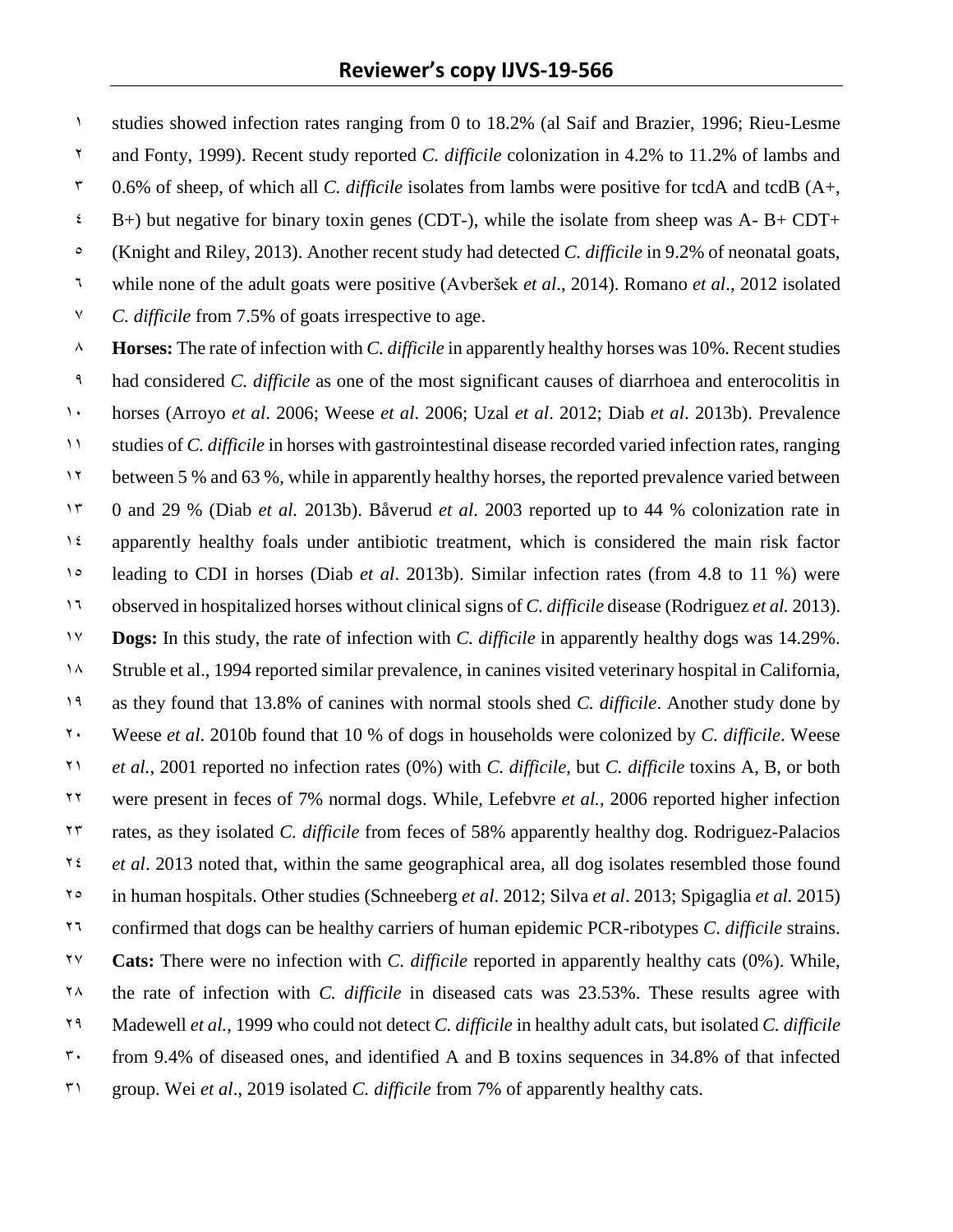studies showed infection rates ranging from 0 to 18.2% (al Saif and Brazier, 1996; Rieu-Lesme and Fonty, 1999). Recent study reported *C. difficile* colonization in 4.2% to 11.2% of lambs and 0.6% of sheep, of which all *C. difficile* isolates from lambs were positive for tcdA and tcdB (A+, B+) but negative for binary toxin genes (CDT-), while the isolate from sheep was A- B+ CDT+ (Knight and Riley, 2013). Another recent study had detected *C. difficile* in 9.2% of neonatal goats, while none of the adult goats were positive (Avberšek *et al*., 2014). Romano *et al*., 2012 isolated *C. difficile* from 7.5% of goats irrespective to age.

**Horses:** The rate of infection with *C. difficile* in apparently healthy horses was 10%. Recent studies had considered *C. difficile* as one of the most significant causes of diarrhoea and enterocolitis in horses (Arroyo *et al*. 2006; Weese *et al*. 2006; Uzal *et al*. 2012; Diab *et al*. 2013b). Prevalence studies of *C. difficile* in horses with gastrointestinal disease recorded varied infection rates, ranging between 5 % and 63 %, while in apparently healthy horses, the reported prevalence varied between 0 and 29 % (Diab *et al.* 2013b). Båverud *et al*. 2003 reported up to 44 % colonization rate in apparently healthy foals under antibiotic treatment, which is considered the main risk factor leading to CDI in horses (Diab *et al*. 2013b). Similar infection rates (from 4.8 to 11 %) were observed in hospitalized horses without clinical signs of *C. difficile* disease (Rodriguez *et al.* 2013).

**Dogs:** In this study, the rate of infection with *C. difficile* in apparently healthy dogs was 14.29%. Struble et al., 1994 reported similar prevalence, in canines visited veterinary hospital in California, as they found that 13.8% of canines with normal stools shed *C. difficile*. Another study done by Weese *et al*. 2010b found that 10 % of dogs in households were colonized by *C. difficile*. Weese *et al.*, 2001 reported no infection rates (0%) with *C. difficile*, but *C. difficile* toxins A, B, or both were present in feces of 7% normal dogs. While, Lefebvre *et al.*, 2006 reported higher infection rates, as they isolated *C. difficile* from feces of 58% apparently healthy dog. Rodriguez-Palacios *et al*. 2013 noted that, within the same geographical area, all dog isolates resembled those found in human hospitals. Other studies (Schneeberg *et al*. 2012; Silva *et al*. 2013; Spigaglia *et al.* 2015) confirmed that dogs can be healthy carriers of human epidemic PCR-ribotypes *C. difficile* strains.

**Cats:** There were no infection with *C. difficile* reported in apparently healthy cats (0%). While, the rate of infection with *C. difficile* in diseased cats was 23.53%. These results agree with Madewell *et al.*, 1999 who could not detect *C. difficile* in healthy adult cats, but isolated *C. difficile* from 9.4% of diseased ones, and identified A and B toxins sequences in 34.8% of that infected group. Wei *et al*., 2019 isolated *C. difficile* from 7% of apparently healthy cats.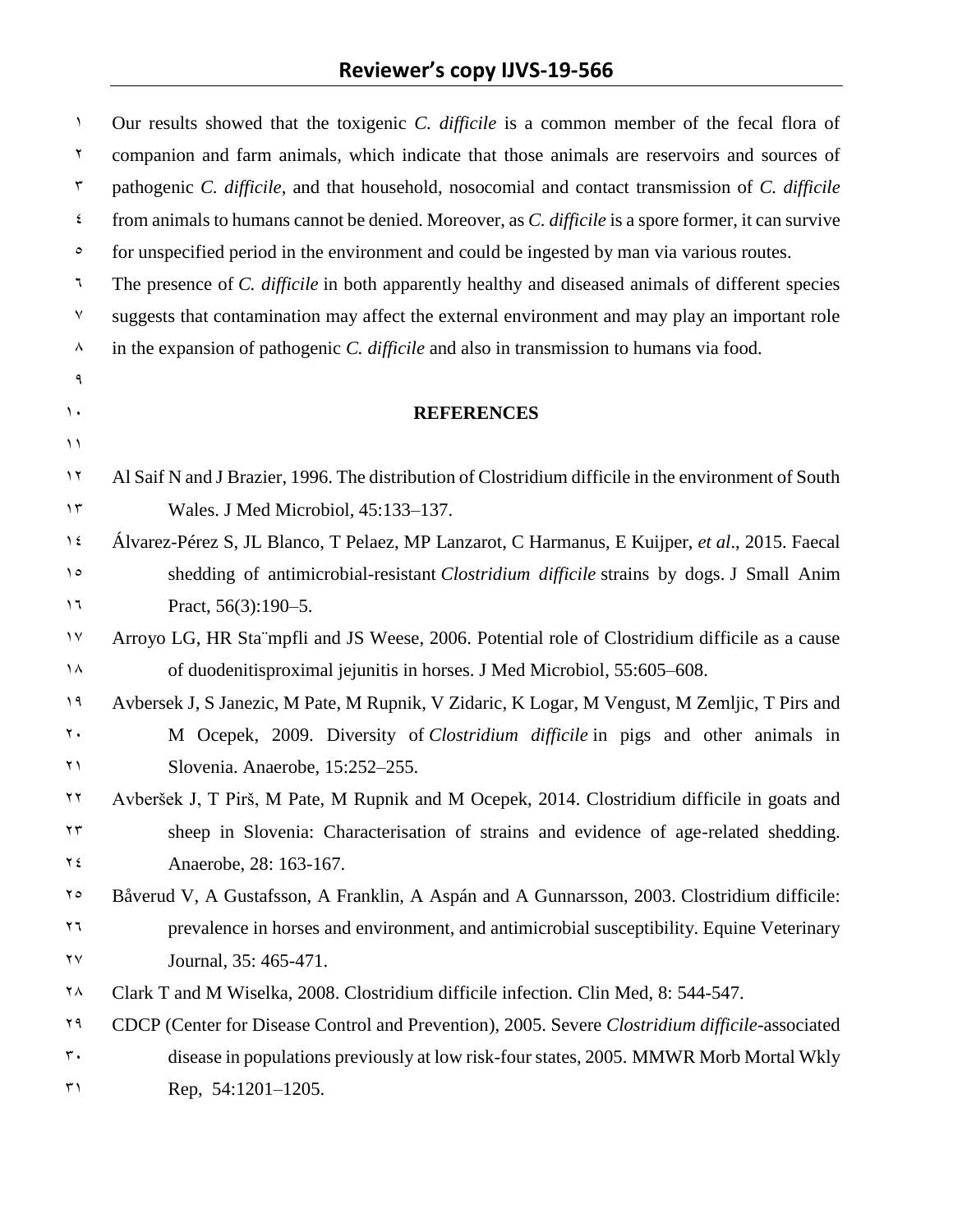Our results showed that the toxigenic *C. difficile* is a common member of the fecal flora of companion and farm animals, which indicate that those animals are reservoirs and sources of pathogenic *C. difficile*, and that household, nosocomial and contact transmission of *C. difficile* from animals to humans cannot be denied. Moreover, as *C. difficile* is a spore former, it can survive for unspecified period in the environment and could be ingested by man via various routes.

The presence of *C. difficile* in both apparently healthy and diseased animals of different species suggests that contamination may affect the external environment and may play an important role in the expansion of pathogenic *C. difficile* and also in transmission to humans via food.

## REFERENCES

Al Saif N and J Brazier, 1996. The distribution of Clostridium difficile in the environment of South Wales. J Med Microbiol, 45:133–137.

Álvarez-Pérez S, JL Blanco, T Pelaez, MP Lanzarot, C Harmanus, E Kuijper, *et al*., 2015. Faecal shedding of antimicrobial-resistant *Clostridium difficile* strains by dogs. J Small Anim Pract, 56(3):190–5.

Arroyo LG, HR Sta¨mpfli and JS Weese, 2006. Potential role of Clostridium difficile as a cause of duodenitisproximal jejunitis in horses. J Med Microbiol, 55:605–608.

Avbersek J, S Janezic, M Pate, M Rupnik, V Zidaric, K Logar, M Vengust, M Zemljic, T Pirs and M Ocepek, 2009. Diversity of *Clostridium difficile* in pigs and other animals in Slovenia. Anaerobe, 15:252–255.

Avberšek J, T Pirš, M Pate, M Rupnik and M Ocepek, 2014. Clostridium difficile in goats and sheep in Slovenia: Characterisation of strains and evidence of age-related shedding. Anaerobe, 28: 163-167.

Båverud V, A Gustafsson, A Franklin, A Aspán and A Gunnarsson, 2003. Clostridium difficile: prevalence in horses and environment, and antimicrobial susceptibility. Equine Veterinary Journal, 35: 465-471.

Clark T and M Wiselka, 2008. Clostridium difficile infection. Clin Med, 8: 544-547.

CDCP (Center for Disease Control and Prevention), 2005. Severe *Clostridium difficile*-associated disease in populations previously at low risk-four states, 2005. MMWR Morb Mortal Wkly Rep, 54:1201–1205.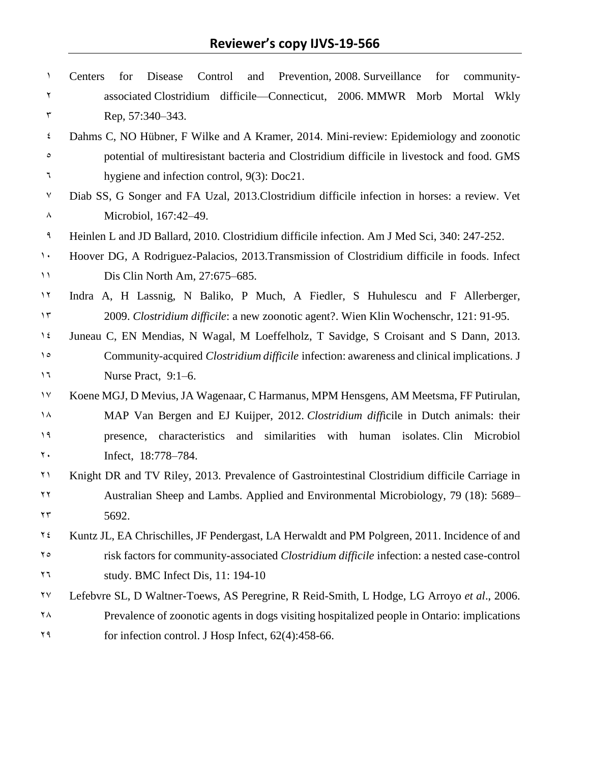Centers for Disease Control and Prevention, 2008. Surveillance for community-associated Clostridium difficile—Connecticut, 2006. MMWR Morb Mortal Wkly Rep, 57:340–343.

Dahms C, NO Hübner, F Wilke and A Kramer, 2014. Mini-review: Epidemiology and zoonotic potential of multiresistant bacteria and Clostridium difficile in livestock and food. GMS hygiene and infection control, 9(3): Doc21.

Diab SS, G Songer and FA Uzal, 2013.Clostridium difficile infection in horses: a review. Vet Microbiol, 167:42–49.

Heinlen L and JD Ballard, 2010. Clostridium difficile infection. Am J Med Sci, 340: 247-252.

Hoover DG, A Rodriguez-Palacios, 2013.Transmission of Clostridium difficile in foods. Infect Dis Clin North Am, 27:675–685.

Indra A, H Lassnig, N Baliko, P Much, A Fiedler, S Huhulescu and F Allerberger, 2009. *Clostridium difficile*: a new zoonotic agent?. Wien Klin Wochenschr, 121: 91-95.

Juneau C, EN Mendias, N Wagal, M Loeffelholz, T Savidge, S Croisant and S Dann, 2013. Community-acquired *Clostridium difficile* infection: awareness and clinical implications. J Nurse Pract, 9:1–6.

Koene MGJ, D Mevius, JA Wagenaar, C Harmanus, MPM Hensgens, AM Meetsma, FF Putirulan, MAP Van Bergen and EJ Kuijper, 2012. *Clostridium diff*icile in Dutch animals: their presence, characteristics and similarities with human isolates. Clin Microbiol Infect, 18:778–784.

Knight DR and TV Riley, 2013. Prevalence of Gastrointestinal Clostridium difficile Carriage in Australian Sheep and Lambs. Applied and Environmental Microbiology, 79 (18): 5689–5692.

Kuntz JL, EA Chrischilles, JF Pendergast, LA Herwaldt and PM Polgreen, 2011. Incidence of and risk factors for community-associated *Clostridium difficile* infection: a nested case-control study. BMC Infect Dis, 11: 194-10

Lefebvre SL, D Waltner-Toews, AS Peregrine, R Reid-Smith, L Hodge, LG Arroyo *et al*., 2006. Prevalence of zoonotic agents in dogs visiting hospitalized people in Ontario: implications for infection control. J Hosp Infect, 62(4):458-66.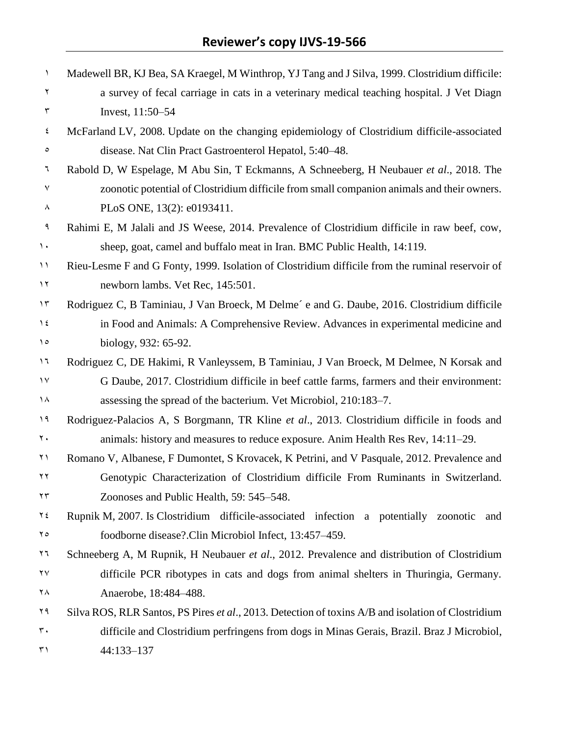Madewell BR, KJ Bea, SA Kraegel, M Winthrop, YJ Tang and J Silva, 1999. Clostridium difficile: a survey of fecal carriage in cats in a veterinary medical teaching hospital. J Vet Diagn Invest, 11:50–54

McFarland LV, 2008. Update on the changing epidemiology of Clostridium difficile-associated disease. Nat Clin Pract Gastroenterol Hepatol, 5:40–48.

Rabold D, W Espelage, M Abu Sin, T Eckmanns, A Schneeberg, H Neubauer *et al*., 2018. The zoonotic potential of Clostridium difficile from small companion animals and their owners. PLoS ONE, 13(2): e0193411.

Rahimi E, M Jalali and JS Weese, 2014. Prevalence of Clostridium difficile in raw beef, cow, sheep, goat, camel and buffalo meat in Iran. BMC Public Health, 14:119.

Rieu-Lesme F and G Fonty, 1999. Isolation of Clostridium difficile from the ruminal reservoir of newborn lambs. Vet Rec, 145:501.

Rodriguez C, B Taminiau, J Van Broeck, M Delme´ e and G. Daube, 2016. Clostridium difficile in Food and Animals: A Comprehensive Review. Advances in experimental medicine and biology, 932: 65-92.

Rodriguez C, DE Hakimi, R Vanleyssem, B Taminiau, J Van Broeck, M Delmee, N Korsak and G Daube, 2017. Clostridium difficile in beef cattle farms, farmers and their environment: assessing the spread of the bacterium. Vet Microbiol, 210:183–7.

Rodriguez-Palacios A, S Borgmann, TR Kline *et al*., 2013. Clostridium difficile in foods and animals: history and measures to reduce exposure. Anim Health Res Rev, 14:11–29.

Romano V, Albanese, F Dumontet, S Krovacek, K Petrini, and V Pasquale, 2012. Prevalence and Genotypic Characterization of Clostridium difficile From Ruminants in Switzerland. Zoonoses and Public Health, 59: 545–548.

Rupnik M, 2007. Is Clostridium difficile-associated infection a potentially zoonotic and foodborne disease?.Clin Microbiol Infect, 13:457–459.

Schneeberg A, M Rupnik, H Neubauer *et al*., 2012. Prevalence and distribution of Clostridium difficile PCR ribotypes in cats and dogs from animal shelters in Thuringia, Germany. Anaerobe, 18:484–488.

Silva ROS, RLR Santos, PS Pires *et al*., 2013. Detection of toxins A/B and isolation of Clostridium difficile and Clostridium perfringens from dogs in Minas Gerais, Brazil. Braz J Microbiol, 44:133–137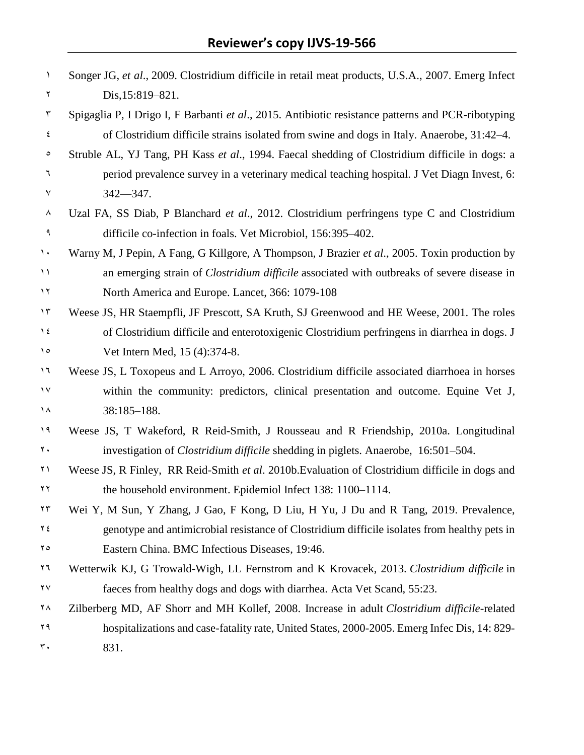Songer JG, *et al*., 2009. Clostridium difficile in retail meat products, U.S.A., 2007. Emerg Infect Dis,15:819–821.

Spigaglia P, I Drigo I, F Barbanti *et al*., 2015. Antibiotic resistance patterns and PCR-ribotyping of Clostridium difficile strains isolated from swine and dogs in Italy. Anaerobe, 31:42–4.

Struble AL, YJ Tang, PH Kass *et al*., 1994. Faecal shedding of Clostridium difficile in dogs: a period prevalence survey in a veterinary medical teaching hospital. J Vet Diagn Invest, 6: 342—347.

Uzal FA, SS Diab, P Blanchard *et al*., 2012. Clostridium perfringens type C and Clostridium difficile co-infection in foals. Vet Microbiol, 156:395–402.

Warny M, J Pepin, A Fang, G Killgore, A Thompson, J Brazier *et al*., 2005. Toxin production by an emerging strain of *Clostridium difficile* associated with outbreaks of severe disease in North America and Europe. Lancet, 366: 1079-108

Weese JS, HR Staempfli, JF Prescott, SA Kruth, SJ Greenwood and HE Weese, 2001. The roles of Clostridium difficile and enterotoxigenic Clostridium perfringens in diarrhea in dogs. J Vet Intern Med, 15 (4):374-8.

Weese JS, L Toxopeus and L Arroyo, 2006. Clostridium difficile associated diarrhoea in horses within the community: predictors, clinical presentation and outcome. Equine Vet J, 38:185–188.

Weese JS, T Wakeford, R Reid-Smith, J Rousseau and R Friendship, 2010a. Longitudinal investigation of *Clostridium difficile* shedding in piglets. Anaerobe, 16:501–504.

Weese JS, R Finley, RR Reid-Smith *et al*. 2010b.Evaluation of Clostridium difficile in dogs and the household environment. Epidemiol Infect 138: 1100–1114.

Wei Y, M Sun, Y Zhang, J Gao, F Kong, D Liu, H Yu, J Du and R Tang, 2019. Prevalence, genotype and antimicrobial resistance of Clostridium difficile isolates from healthy pets in Eastern China. BMC Infectious Diseases, 19:46.

Wetterwik KJ, G Trowald-Wigh, LL Fernstrom and K Krovacek, 2013. *Clostridium difficile* in faeces from healthy dogs and dogs with diarrhea. Acta Vet Scand, 55:23.

Zilberberg MD, AF Shorr and MH Kollef, 2008. Increase in adult *Clostridium difficile*-related hospitalizations and case-fatality rate, United States, 2000-2005. Emerg Infec Dis, 14: 829-831.